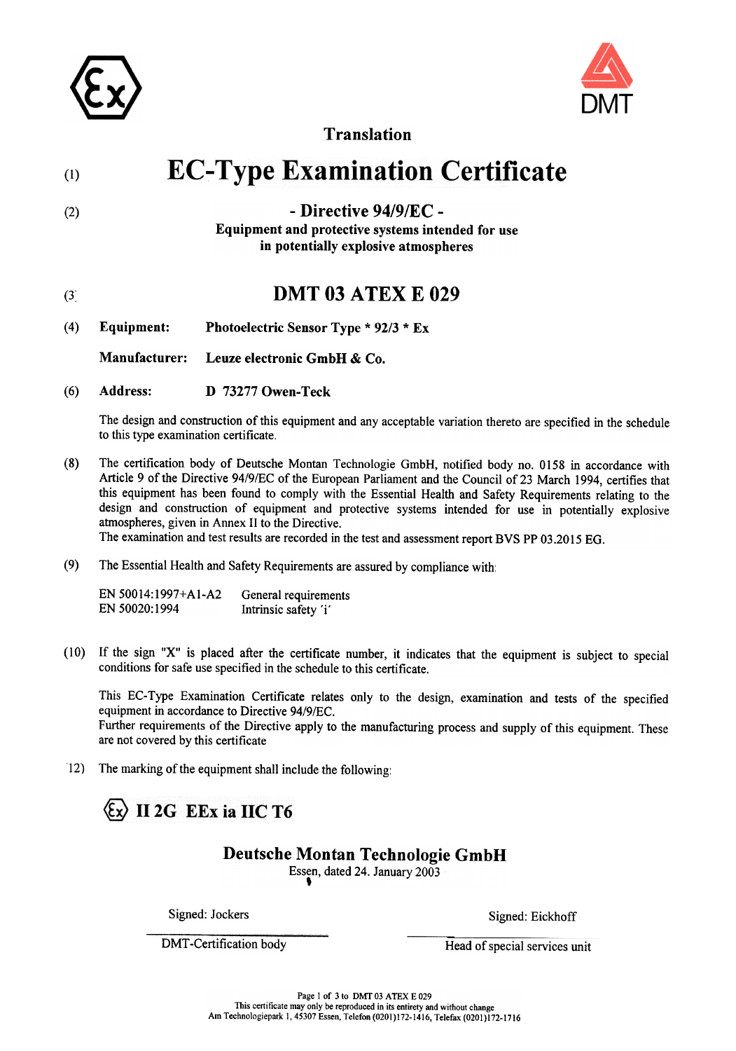Translation

# (1) EC-Type Examination Certificate

## (2) - Directive 94/9/EC -

**Equipment and protective systems intended for use in potentially explosive atmospheres**

## (3) DMT 03 ATEX E 029

(4) **Equipment:** **Photoelectric Sensor Type * 92/3 * Ex**

**Manufacturer:** **Leuze electronic GmbH & Co.**

(6) **Address:** **D 73277 Owen-Teck**

The design and construction of this equipment and any acceptable variation thereto are specified in the schedule to this type examination certificate.

(8) The certification body of Deutsche Montan Technologie GmbH, notified body no. 0158 in accordance with Article 9 of the Directive 94/9/EC of the European Parliament and the Council of 23 March 1994, certifies that this equipment has been found to comply with the Essential Health and Safety Requirements relating to the design and construction of equipment and protective systems intended for use in potentially explosive atmospheres, given in Annex II to the Directive.
The examination and test results are recorded in the test and assessment report BVS PP 03.2015 EG.

(9) The Essential Health and Safety Requirements are assured by compliance with:

EN 50014:1997+A1-A2 General requirements
EN 50020:1994 Intrinsic safety 'i'

(10) If the sign "X" is placed after the certificate number, it indicates that the equipment is subject to special conditions for safe use specified in the schedule to this certificate.

This EC-Type Examination Certificate relates only to the design, examination and tests of the specified equipment in accordance to Directive 94/9/EC.
Further requirements of the Directive apply to the manufacturing process and supply of this equipment. These are not covered by this certificate

(12) The marking of the equipment shall include the following:

**Ex II 2G EEx ia IIC T6**

**Deutsche Montan Technologie GmbH**
Essen, dated 24. January 2003

Signed: Jockers
DMT-Certification body

Signed: Eickhoff
Head of special services unit

This certificate may only be reproduced in its entirety and without change
Am Technologiepark 1, 45307 Essen, Telefon (0201)172-1416, Telefax (0201)172-1716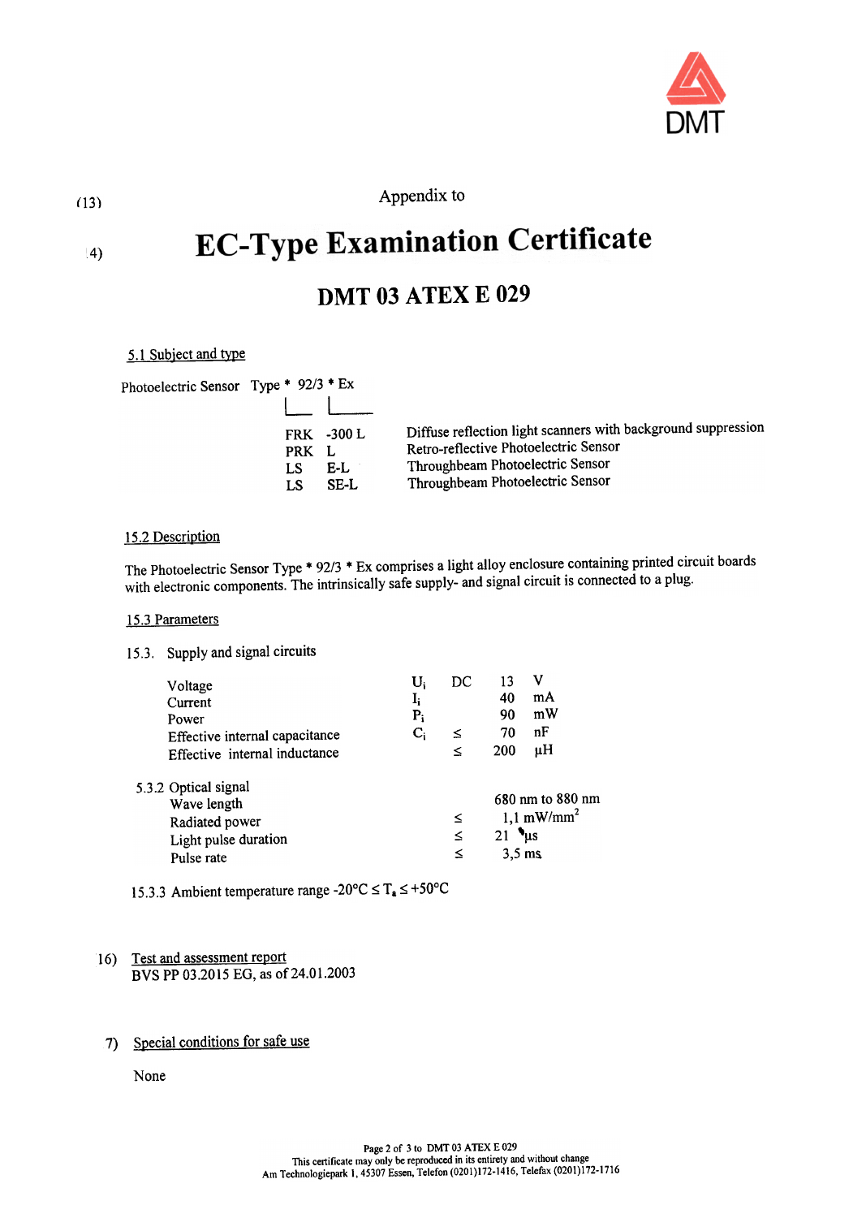(13)

Appendix to

(14)

# EC-Type Examination Certificate

## DMT 03 ATEX E 029

15.1 Subject and type

Photoelectric Sensor Type * 92/3 * Ex

| | | |
|---|---|---|
| FRK | -300 L | Diffuse reflection light scanners with background suppression |
| PRK | L | Retro-reflective Photoelectric Sensor |
| LS | E-L | Throughbeam Photoelectric Sensor |
| LS | SE-L | Throughbeam Photoelectric Sensor |

15.2 Description

The Photoelectric Sensor Type * 92/3 * Ex comprises a light alloy enclosure containing printed circuit boards with electronic components. The intrinsically safe supply- and signal circuit is connected to a plug.

15.3 Parameters

15.3.1 Supply and signal circuits

| | | | | |
|---|---|---|---|---|
| Voltage | $U_i$ | DC | 13 | V |
| Current | $I_i$ | | 40 | mA |
| Power | $P_i$ | | 90 | mW |
| Effective internal capacitance | $C_i$ | ≤ | 70 | nF |
| Effective internal inductance | | ≤ | 200 | µH |

15.3.2 Optical signal

| | | |
|---|---|---|
| Wave length | | 680 nm to 880 nm |
| Radiated power | ≤ | 1,1 mW/mm² |
| Light pulse duration | ≤ | 21 µs |
| Pulse rate | ≤ | 3,5 ms |

15.3.3 Ambient temperature range -20°C ≤ $T_a$ ≤ +50°C

16) Test and assessment report

BVS PP 03.2015 EG, as of 24.01.2003

17) Special conditions for safe use

None

This certificate may only be reproduced in its entirety and without change

Am Technologiepark 1, 45307 Essen, Telefon (0201)172-1416, Telefax (0201)172-1716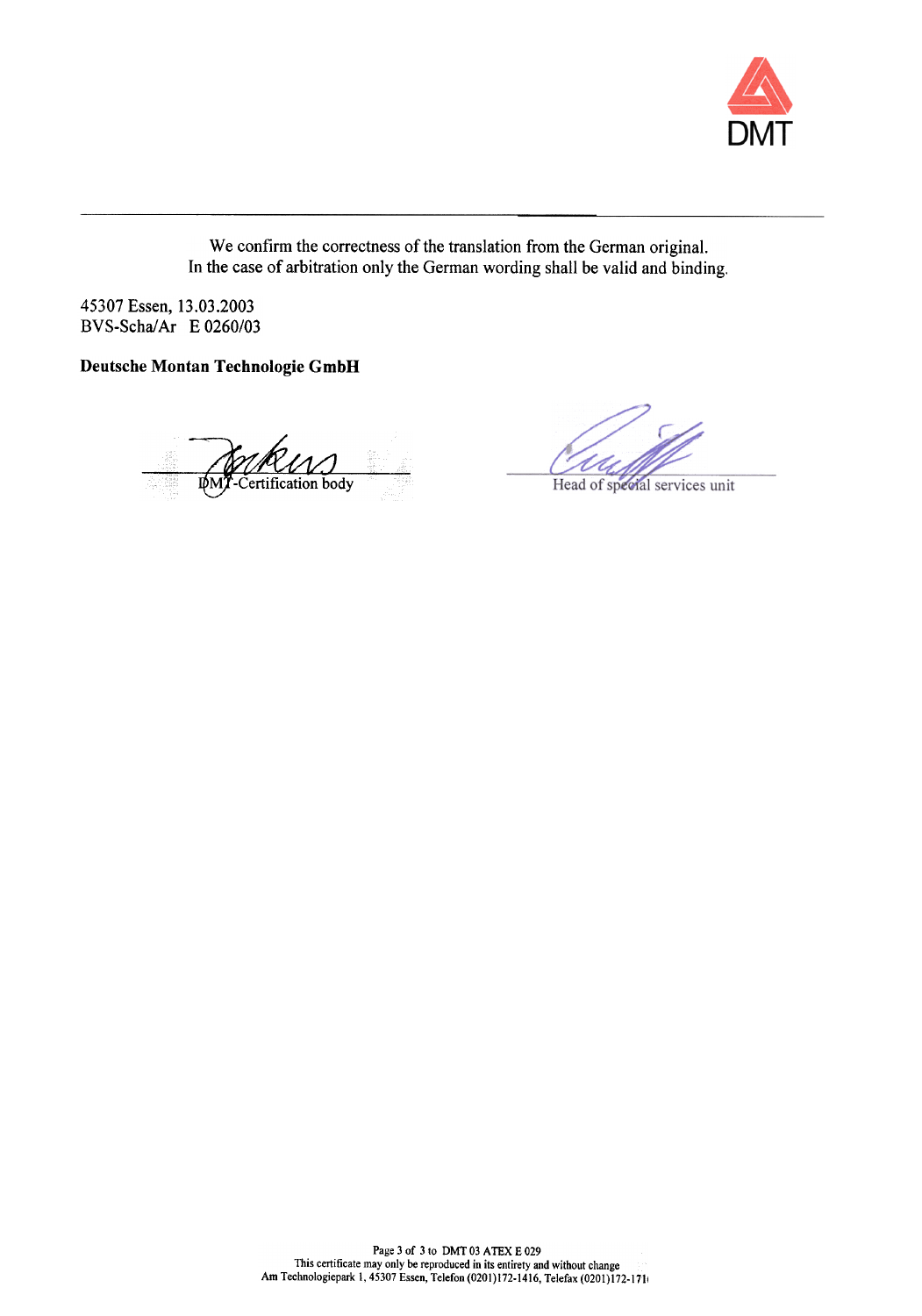We confirm the correctness of the translation from the German original.
In the case of arbitration only the German wording shall be valid and binding.

45307 Essen, 13.03.2003
BVS-Scha/Ar E 0260/03

**Deutsche Montan Technologie GmbH**

DMT-Certification body

Head of special services unit

This certificate may only be reproduced in its entirety and without change
Am Technologiepark 1, 45307 Essen, Telefon (0201)172-1416, Telefax (0201)172-1716